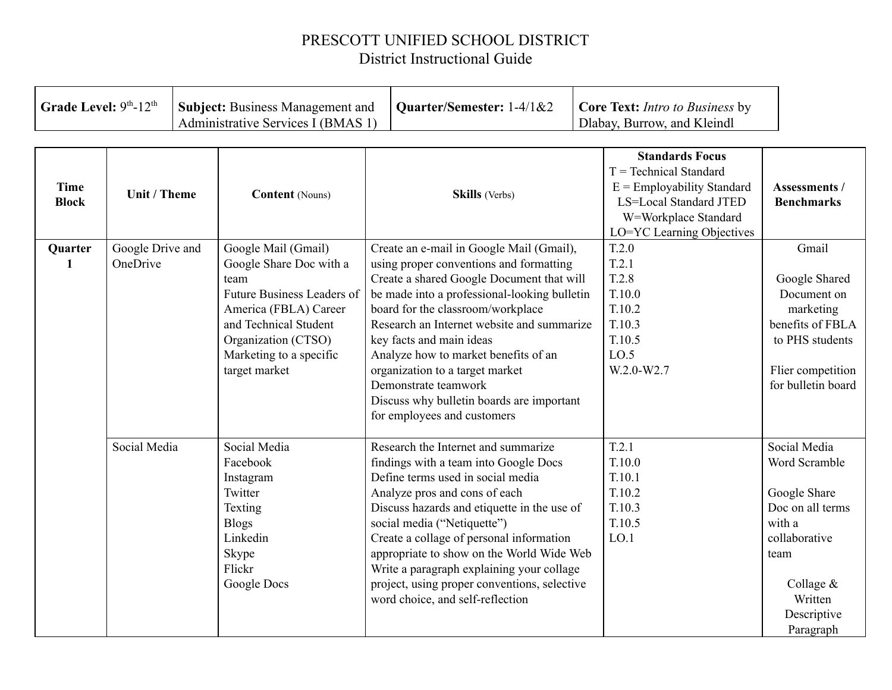# PRESCOTT UNIFIED SCHOOL DISTRICT

## District Instructional Guide

| **Grade Level:** 9th-12th | **Subject:** Business Management and Administrative Services I (BMAS 1) | **Quarter/Semester:** 1-4/1&2 | **Core Text:** *Intro to Business* by Dlabay, Burrow, and Kleindl |
|---|---|---|---|

| **Time Block** | **Unit / Theme** | **Content** (Nouns) | **Skills** (Verbs) | **Standards Focus**<br>T = Technical Standard<br>E = Employability Standard<br>LS=Local Standard JTED<br>W=Workplace Standard<br>LO=YC Learning Objectives | **Assessments / Benchmarks** |
|---|---|---|---|---|---|
| **Quarter 1** | Google Drive and OneDrive | Google Mail (Gmail)<br>Google Share Doc with a team<br>Future Business Leaders of America (FBLA) Career and Technical Student Organization (CTSO)<br>Marketing to a specific target market | Create an e-mail in Google Mail (Gmail), using proper conventions and formatting<br>Create a shared Google Document that will be made into a professional-looking bulletin board for the classroom/workplace<br>Research an Internet website and summarize key facts and main ideas<br>Analyze how to market benefits of an organization to a target market<br>Demonstrate teamwork<br>Discuss why bulletin boards are important for employees and customers | T.2.0<br>T.2.1<br>T.2.8<br>T.10.0<br>T.10.2<br>T.10.3<br>T.10.5<br>LO.5<br>W.2.0-W2.7 | Gmail<br><br>Google Shared Document on marketing benefits of FBLA to PHS students<br><br>Flier competition for bulletin board |
| | Social Media | Social Media<br>Facebook<br>Instagram<br>Twitter<br>Texting<br>Blogs<br>Linkedin<br>Skype<br>Flickr<br>Google Docs | Research the Internet and summarize findings with a team into Google Docs<br>Define terms used in social media<br>Analyze pros and cons of each<br>Discuss hazards and etiquette in the use of social media ("Netiquette")<br>Create a collage of personal information appropriate to show on the World Wide Web<br>Write a paragraph explaining your collage project, using proper conventions, selective word choice, and self-reflection | T.2.1<br>T.10.0<br>T.10.1<br>T.10.2<br>T.10.3<br>T.10.5<br>LO.1 | Social Media Word Scramble<br><br>Google Share Doc on all terms with a collaborative team<br><br>Collage & Written Descriptive Paragraph |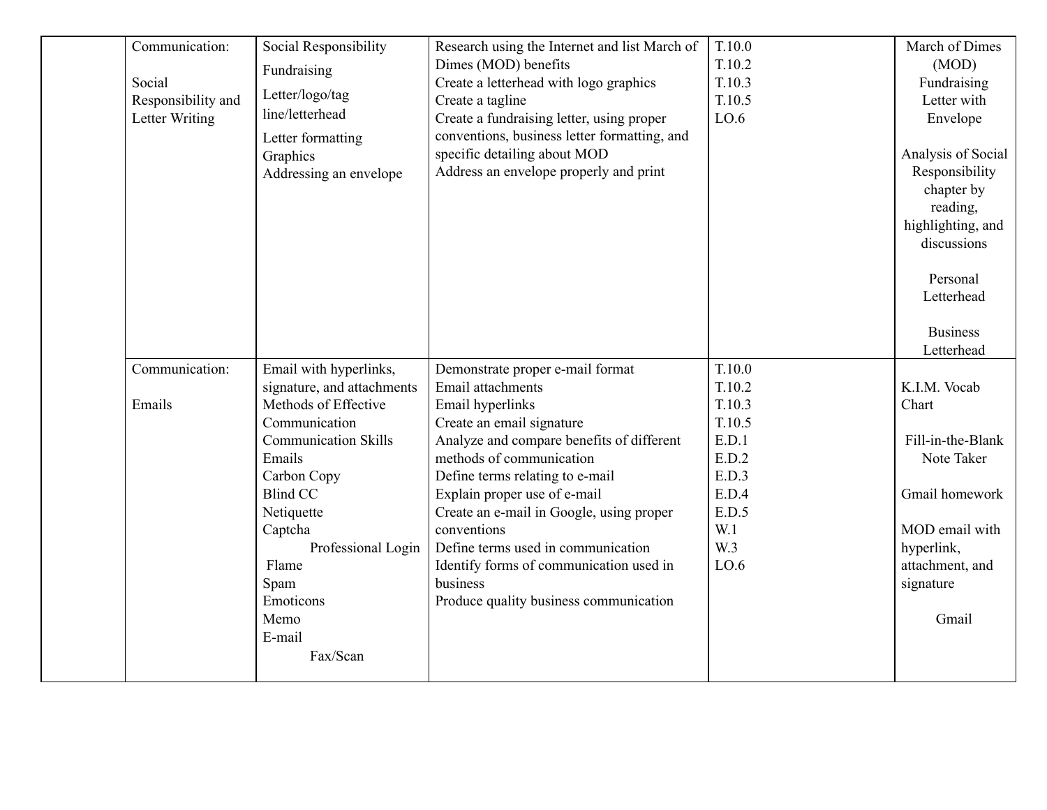| | | | | | |
|---|---|---|---|---|---|
| | Communication:<br><br>Social Responsibility and Letter Writing | Social Responsibility<br>Fundraising<br>Letter/logo/tag line/letterhead<br>Letter formatting<br>Graphics<br>Addressing an envelope | Research using the Internet and list March of Dimes (MOD) benefits<br>Create a letterhead with logo graphics<br>Create a tagline<br>Create a fundraising letter, using proper conventions, business letter formatting, and specific detailing about MOD<br>Address an envelope properly and print | T.10.0<br>T.10.2<br>T.10.3<br>T.10.5<br>LO.6 | March of Dimes (MOD) Fundraising Letter with Envelope<br><br>Analysis of Social Responsibility chapter by reading, highlighting, and discussions<br><br>Personal Letterhead<br><br>Business Letterhead |
| | Communication:<br><br>Emails | Email with hyperlinks, signature, and attachments<br>Methods of Effective Communication<br>Communication Skills<br>Emails<br>Carbon Copy<br>Blind CC<br>Netiquette<br>Captcha<br>Professional Login<br>Flame<br>Spam<br>Emoticons<br>Memo<br>E-mail<br>Fax/Scan | Demonstrate proper e-mail format<br>Email attachments<br>Email hyperlinks<br>Create an email signature<br>Analyze and compare benefits of different methods of communication<br>Define terms relating to e-mail<br>Explain proper use of e-mail<br>Create an e-mail in Google, using proper conventions<br>Define terms used in communication<br>Identify forms of communication used in business<br>Produce quality business communication | T.10.0<br>T.10.2<br>T.10.3<br>T.10.5<br>E.D.1<br>E.D.2<br>E.D.3<br>E.D.4<br>E.D.5<br>W.1<br>W.3<br>LO.6 | K.I.M. Vocab Chart<br><br>Fill-in-the-Blank Note Taker<br><br>Gmail homework<br><br>MOD email with hyperlink, attachment, and signature<br><br>Gmail |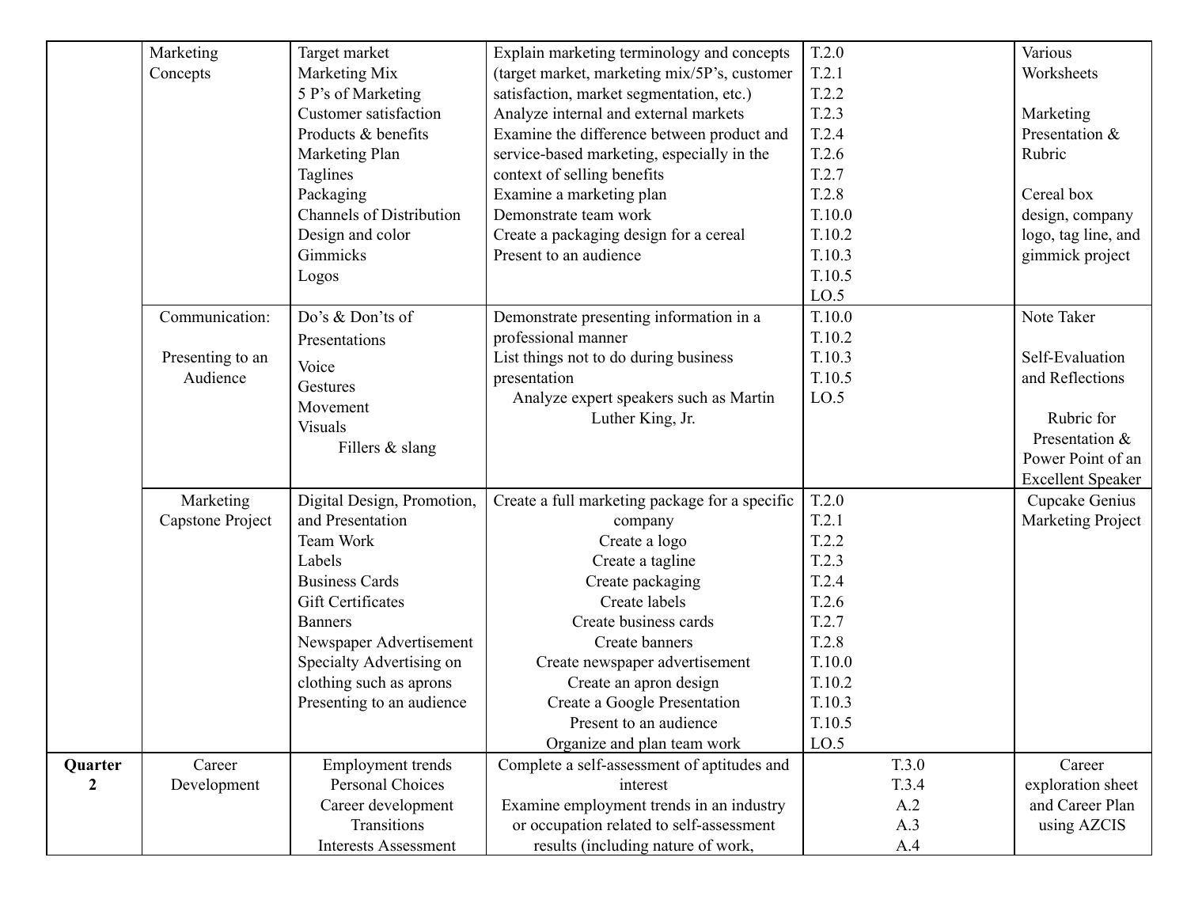| | | | | | |
|---|---|---|---|---|---|
| | Marketing Concepts | Target market<br>Marketing Mix<br>5 P's of Marketing<br>Customer satisfaction<br>Products & benefits<br>Marketing Plan<br>Taglines<br>Packaging<br>Channels of Distribution<br>Design and color<br>Gimmicks<br>Logos | Explain marketing terminology and concepts (target market, marketing mix/5P's, customer satisfaction, market segmentation, etc.)<br>Analyze internal and external markets<br>Examine the difference between product and service-based marketing, especially in the context of selling benefits<br>Examine a marketing plan<br>Demonstrate team work<br>Create a packaging design for a cereal<br>Present to an audience | T.2.0<br>T.2.1<br>T.2.2<br>T.2.3<br>T.2.4<br>T.2.6<br>T.2.7<br>T.2.8<br>T.10.0<br>T.10.2<br>T.10.3<br>T.10.5<br>LO.5 | Various Worksheets<br><br>Marketing Presentation & Rubric<br><br>Cereal box design, company logo, tag line, and gimmick project |
| | Communication:<br><br>Presenting to an Audience | Do's & Don'ts of Presentations<br>Voice<br>Gestures<br>Movement<br>Visuals<br>Fillers & slang | Demonstrate presenting information in a professional manner<br>List things not to do during business presentation<br>Analyze expert speakers such as Martin Luther King, Jr. | T.10.0<br>T.10.2<br>T.10.3<br>T.10.5<br>LO.5 | Note Taker<br><br>Self-Evaluation and Reflections<br><br>Rubric for Presentation & Power Point of an Excellent Speaker |
| | Marketing Capstone Project | Digital Design, Promotion, and Presentation<br>Team Work<br>Labels<br>Business Cards<br>Gift Certificates<br>Banners<br>Newspaper Advertisement<br>Specialty Advertising on clothing such as aprons<br>Presenting to an audience | Create a full marketing package for a specific company<br>Create a logo<br>Create a tagline<br>Create packaging<br>Create labels<br>Create business cards<br>Create banners<br>Create newspaper advertisement<br>Create an apron design<br>Create a Google Presentation<br>Present to an audience<br>Organize and plan team work | T.2.0<br>T.2.1<br>T.2.2<br>T.2.3<br>T.2.4<br>T.2.6<br>T.2.7<br>T.2.8<br>T.10.0<br>T.10.2<br>T.10.3<br>T.10.5<br>LO.5 | Cupcake Genius Marketing Project |
| **Quarter 2** | Career Development | Employment trends<br>Personal Choices<br>Career development<br>Transitions<br>Interests Assessment | Complete a self-assessment of aptitudes and interest<br>Examine employment trends in an industry or occupation related to self-assessment results (including nature of work, | T.3.0<br>T.3.4<br>A.2<br>A.3<br>A.4 | Career exploration sheet and Career Plan using AZCIS |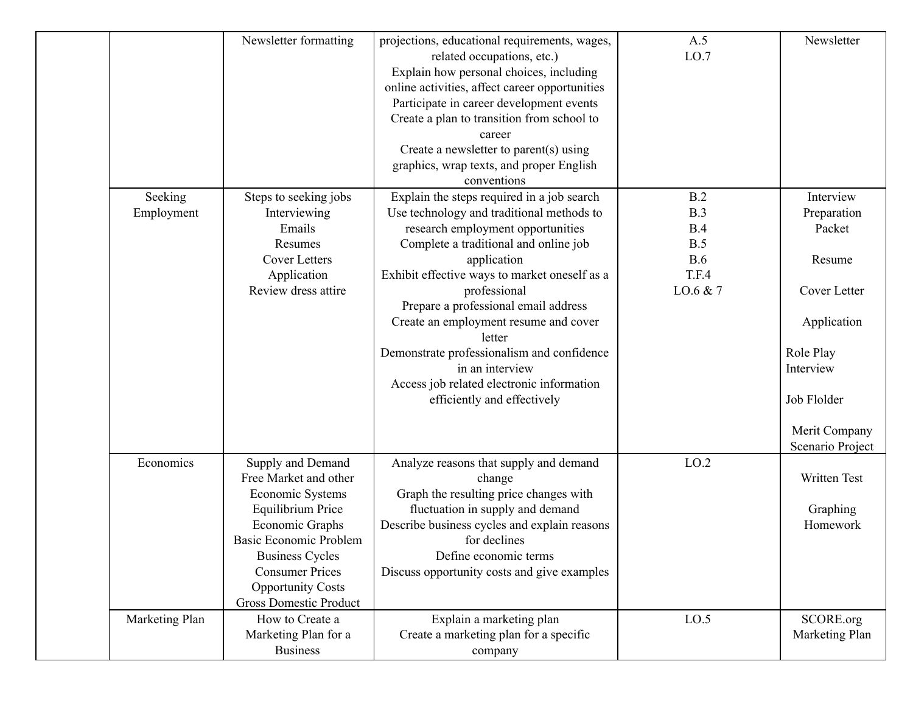| | | | | | |
|---|---|---|---|---|---|
| | | Newsletter formatting | projections, educational requirements, wages, related occupations, etc.)<br>Explain how personal choices, including online activities, affect career opportunities<br>Participate in career development events<br>Create a plan to transition from school to career<br>Create a newsletter to parent(s) using graphics, wrap texts, and proper English conventions | A.5<br>LO.7 | Newsletter |
| | Seeking Employment | Steps to seeking jobs<br>Interviewing<br>Emails<br>Resumes<br>Cover Letters<br>Application<br>Review dress attire | Explain the steps required in a job search<br>Use technology and traditional methods to research employment opportunities<br>Complete a traditional and online job application<br>Exhibit effective ways to market oneself as a professional<br>Prepare a professional email address<br>Create an employment resume and cover letter<br>Demonstrate professionalism and confidence in an interview<br>Access job related electronic information efficiently and effectively | B.2<br>B.3<br>B.4<br>B.5<br>B.6<br>T.F.4<br>LO.6 & 7 | Interview Preparation Packet<br><br>Resume<br><br>Cover Letter<br><br>Application<br><br>Role Play Interview<br><br>Job Flolder<br><br>Merit Company Scenario Project |
| | Economics | Supply and Demand<br>Free Market and other Economic Systems<br>Equilibrium Price<br>Economic Graphs<br>Basic Economic Problem<br>Business Cycles<br>Consumer Prices<br>Opportunity Costs<br>Gross Domestic Product | Analyze reasons that supply and demand change<br>Graph the resulting price changes with fluctuation in supply and demand<br>Describe business cycles and explain reasons for declines<br>Define economic terms<br>Discuss opportunity costs and give examples | LO.2 | Written Test<br><br>Graphing Homework |
| | Marketing Plan | How to Create a Marketing Plan for a Business | Explain a marketing plan<br>Create a marketing plan for a specific company | LO.5 | SCORE.org Marketing Plan |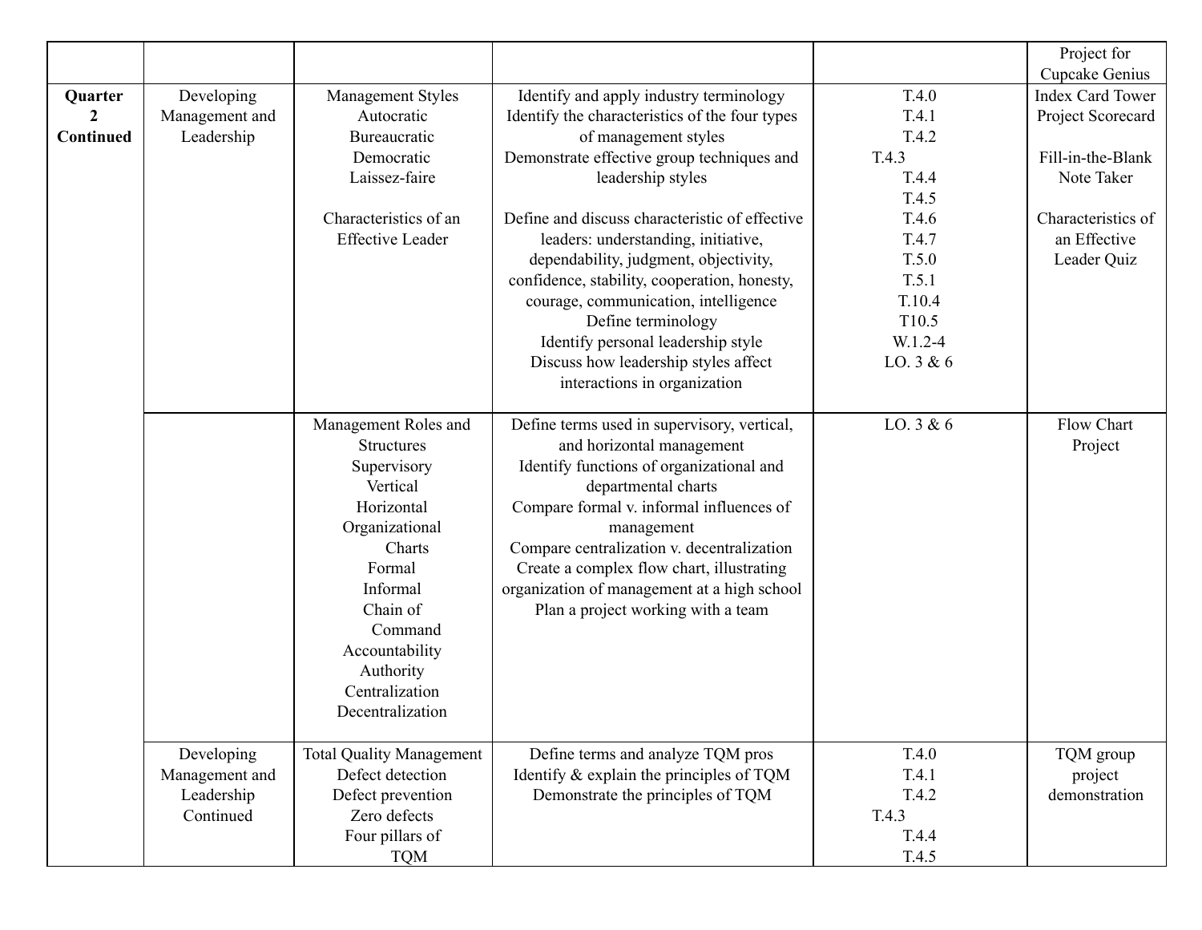| | | | | | |
|---|---|---|---|---|---|
| | | | | | Project for Cupcake Genius |
| **Quarter 2 Continued** | Developing Management and Leadership | Management Styles<br>Autocratic<br>Bureaucratic<br>Democratic<br>Laissez-faire<br><br>Characteristics of an Effective Leader | Identify and apply industry terminology<br>Identify the characteristics of the four types of management styles<br>Demonstrate effective group techniques and leadership styles<br><br>Define and discuss characteristic of effective leaders: understanding, initiative, dependability, judgment, objectivity, confidence, stability, cooperation, honesty, courage, communication, intelligence<br>Define terminology<br>Identify personal leadership style<br>Discuss how leadership styles affect interactions in organization | T.4.0<br>T.4.1<br>T.4.2<br>T.4.3<br>T.4.4<br>T.4.5<br>T.4.6<br>T.4.7<br>T.5.0<br>T.5.1<br>T.10.4<br>T10.5<br>W.1.2-4<br>LO. 3 & 6 | Index Card Tower Project Scorecard<br><br>Fill-in-the-Blank Note Taker<br><br>Characteristics of an Effective Leader Quiz |
| | | Management Roles and Structures<br>Supervisory<br>Vertical<br>Horizontal<br>Organizational Charts<br>Formal<br>Informal<br>Chain of Command<br>Accountability<br>Authority<br>Centralization<br>Decentralization | Define terms used in supervisory, vertical, and horizontal management<br>Identify functions of organizational and departmental charts<br>Compare formal v. informal influences of management<br>Compare centralization v. decentralization<br>Create a complex flow chart, illustrating organization of management at a high school<br>Plan a project working with a team | LO. 3 & 6 | Flow Chart Project |
| | Developing Management and Leadership Continued | Total Quality Management<br>Defect detection<br>Defect prevention<br>Zero defects<br>Four pillars of TQM | Define terms and analyze TQM pros<br>Identify & explain the principles of TQM<br>Demonstrate the principles of TQM | T.4.0<br>T.4.1<br>T.4.2<br>T.4.3<br>T.4.4<br>T.4.5 | TQM group project demonstration |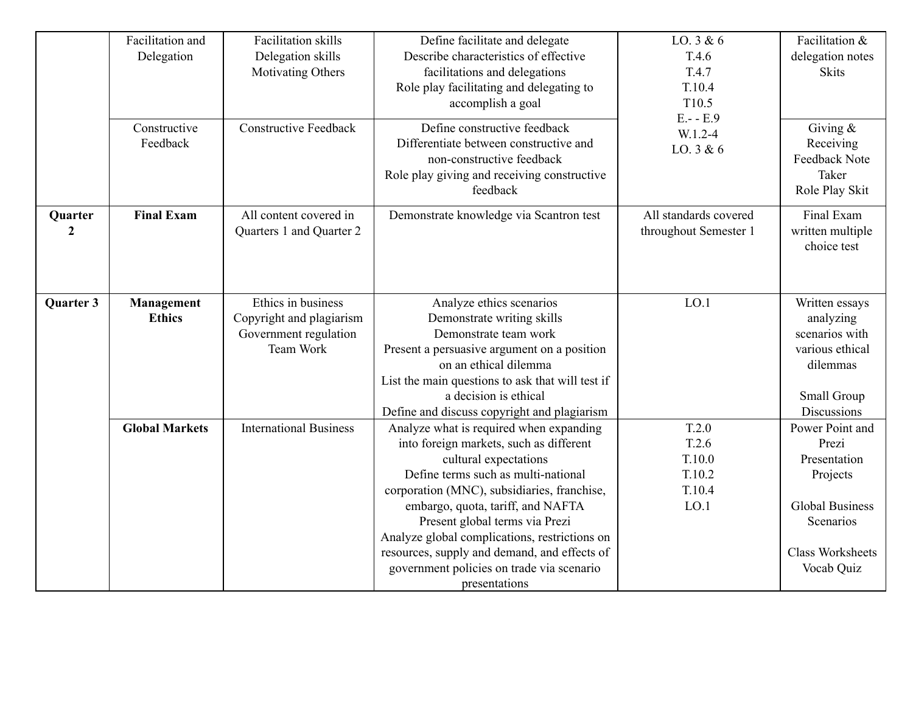| | | | | | |
|---|---|---|---|---|---|
| | Facilitation and Delegation | Facilitation skills<br>Delegation skills<br>Motivating Others | Define facilitate and delegate<br>Describe characteristics of effective facilitations and delegations<br>Role play facilitating and delegating to accomplish a goal | LO. 3 & 6<br>T.4.6<br>T.4.7<br>T.10.4<br>T10.5<br>E.- - E.9<br>W.1.2-4<br>LO. 3 & 6 | Facilitation & delegation notes<br>Skits |
| | Constructive Feedback | Constructive Feedback | Define constructive feedback<br>Differentiate between constructive and non-constructive feedback<br>Role play giving and receiving constructive feedback | | Giving & Receiving Feedback Note Taker<br>Role Play Skit |
| **Quarter 2** | **Final Exam** | All content covered in Quarters 1 and Quarter 2 | Demonstrate knowledge via Scantron test | All standards covered throughout Semester 1 | Final Exam written multiple choice test |
| **Quarter 3** | **Management Ethics** | Ethics in business<br>Copyright and plagiarism<br>Government regulation<br>Team Work | Analyze ethics scenarios<br>Demonstrate writing skills<br>Demonstrate team work<br>Present a persuasive argument on a position on an ethical dilemma<br>List the main questions to ask that will test if a decision is ethical<br>Define and discuss copyright and plagiarism | LO.1 | Written essays analyzing scenarios with various ethical dilemmas<br><br>Small Group Discussions |
| | **Global Markets** | International Business | Analyze what is required when expanding into foreign markets, such as different cultural expectations<br>Define terms such as multi-national corporation (MNC), subsidiaries, franchise, embargo, quota, tariff, and NAFTA<br>Present global terms via Prezi<br>Analyze global complications, restrictions on resources, supply and demand, and effects of government policies on trade via scenario presentations | T.2.0<br>T.2.6<br>T.10.0<br>T.10.2<br>T.10.4<br>LO.1 | Power Point and Prezi Presentation Projects<br><br>Global Business Scenarios<br><br>Class Worksheets<br>Vocab Quiz |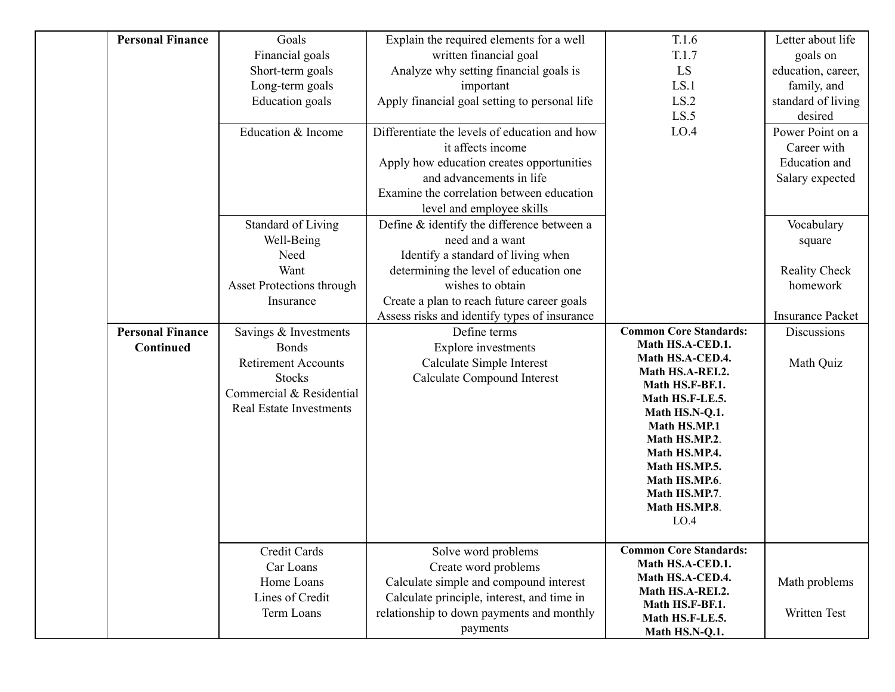| | | | | | |
|---|---|---|---|---|---|
| | **Personal Finance** | Goals<br>Financial goals<br>Short-term goals<br>Long-term goals<br>Education goals | Explain the required elements for a well written financial goal<br>Analyze why setting financial goals is important<br>Apply financial goal setting to personal life | T.1.6<br>T.1.7<br>LS<br>LS.1<br>LS.2<br>LS.5<br>LO.4 | Letter about life goals on education, career, family, and standard of living desired |
| | | Education & Income | Differentiate the levels of education and how it affects income<br>Apply how education creates opportunities and advancements in life<br>Examine the correlation between education level and employee skills | | Power Point on a Career with Education and Salary expected |
| | | Standard of Living<br>Well-Being<br>Need<br>Want<br>Asset Protections through Insurance | Define & identify the difference between a need and a want<br>Identify a standard of living when determining the level of education one wishes to obtain<br>Create a plan to reach future career goals<br>Assess risks and identify types of insurance | | Vocabulary square<br><br>Reality Check homework<br><br>Insurance Packet |
| | **Personal Finance Continued** | Savings & Investments<br>Bonds<br>Retirement Accounts<br>Stocks<br>Commercial & Residential Real Estate Investments | Define terms<br>Explore investments<br>Calculate Simple Interest<br>Calculate Compound Interest | **Common Core Standards:**<br>**Math HS.A-CED.1.**<br>**Math HS.A-CED.4.**<br>**Math HS.A-REI.2.**<br>**Math HS.F-BF.1.**<br>**Math HS.F-LE.5.**<br>**Math HS.N-Q.1.**<br>**Math HS.MP.1**<br>**Math HS.MP.2**.<br>**Math HS.MP.4.**<br>**Math HS.MP.5.**<br>**Math HS.MP.6**.<br>**Math HS.MP.7**.<br>**Math HS.MP.8**.<br>LO.4 | Discussions<br><br>Math Quiz |
| | | Credit Cards<br>Car Loans<br>Home Loans<br>Lines of Credit<br>Term Loans | Solve word problems<br>Create word problems<br>Calculate simple and compound interest<br>Calculate principle, interest, and time in relationship to down payments and monthly payments | **Common Core Standards:**<br>**Math HS.A-CED.1.**<br>**Math HS.A-CED.4.**<br>**Math HS.A-REI.2.**<br>**Math HS.F-BF.1.**<br>**Math HS.F-LE.5.**<br>**Math HS.N-Q.1.** | Math problems<br><br>Written Test |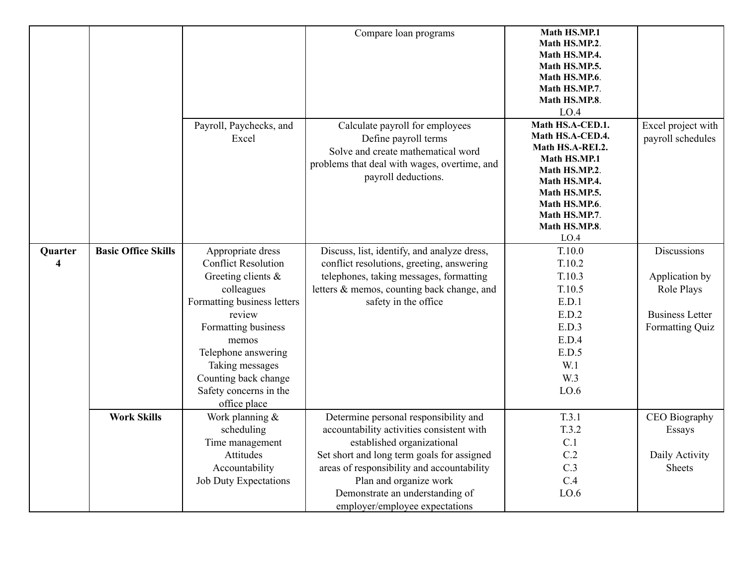| | | | | | |
|---|---|---|---|---|---|
| | | | Compare loan programs | **Math HS.MP.1** **Math HS.MP.2**. **Math HS.MP.4.** **Math HS.MP.5.** **Math HS.MP.6**. **Math HS.MP.7**. **Math HS.MP.8**. LO.4 | |
| | | Payroll, Paychecks, and Excel | Calculate payroll for employees<br>Define payroll terms<br>Solve and create mathematical word problems that deal with wages, overtime, and payroll deductions. | **Math HS.A-CED.1.** **Math HS.A-CED.4.** **Math HS.A-REI.2.** **Math HS.MP.1** **Math HS.MP.2**. **Math HS.MP.4.** **Math HS.MP.5.** **Math HS.MP.6**. **Math HS.MP.7**. **Math HS.MP.8**. LO.4 | Excel project with payroll schedules |
| **Quarter 4** | **Basic Office Skills** | Appropriate dress<br>Conflict Resolution<br>Greeting clients & colleagues<br>Formatting business letters review<br>Formatting business memos<br>Telephone answering<br>Taking messages<br>Counting back change<br>Safety concerns in the office place | Discuss, list, identify, and analyze dress, conflict resolutions, greeting, answering telephones, taking messages, formatting letters & memos, counting back change, and safety in the office | T.10.0<br>T.10.2<br>T.10.3<br>T.10.5<br>E.D.1<br>E.D.2<br>E.D.3<br>E.D.4<br>E.D.5<br>W.1<br>W.3<br>LO.6 | Discussions<br><br>Application by Role Plays<br><br>Business Letter Formatting Quiz |
| | **Work Skills** | Work planning & scheduling<br>Time management<br>Attitudes<br>Accountability<br>Job Duty Expectations | Determine personal responsibility and accountability activities consistent with established organizational<br>Set short and long term goals for assigned areas of responsibility and accountability<br>Plan and organize work<br>Demonstrate an understanding of employer/employee expectations | T.3.1<br>T.3.2<br>C.1<br>C.2<br>C.3<br>C.4<br>LO.6 | CEO Biography Essays<br><br>Daily Activity Sheets |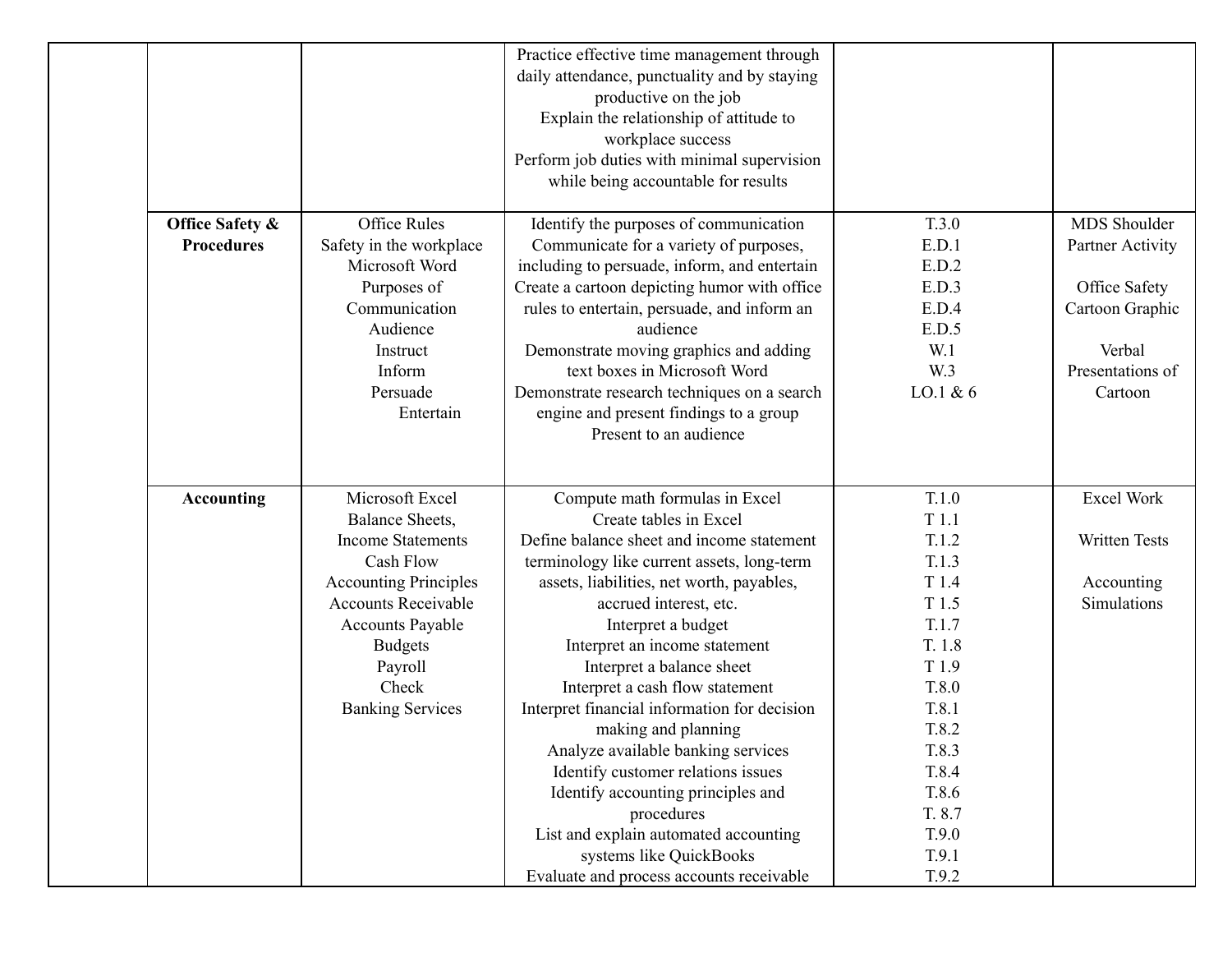| | | | | | |
|---|---|---|---|---|---|
| | | | Practice effective time management through daily attendance, punctuality and by staying productive on the job<br>Explain the relationship of attitude to workplace success<br>Perform job duties with minimal supervision while being accountable for results | | |
| | **Office Safety & Procedures** | Office Rules<br>Safety in the workplace<br>Microsoft Word<br>Purposes of Communication<br>Audience<br>Instruct<br>Inform<br>Persuade<br>Entertain | Identify the purposes of communication<br>Communicate for a variety of purposes, including to persuade, inform, and entertain<br>Create a cartoon depicting humor with office rules to entertain, persuade, and inform an audience<br>Demonstrate moving graphics and adding text boxes in Microsoft Word<br>Demonstrate research techniques on a search engine and present findings to a group<br>Present to an audience | T.3.0<br>E.D.1<br>E.D.2<br>E.D.3<br>E.D.4<br>E.D.5<br>W.1<br>W.3<br>LO.1 & 6 | MDS Shoulder Partner Activity<br><br>Office Safety Cartoon Graphic<br><br>Verbal Presentations of Cartoon |
| | **Accounting** | Microsoft Excel<br>Balance Sheets,<br>Income Statements<br>Cash Flow<br>Accounting Principles<br>Accounts Receivable<br>Accounts Payable<br>Budgets<br>Payroll<br>Check<br>Banking Services | Compute math formulas in Excel<br>Create tables in Excel<br>Define balance sheet and income statement terminology like current assets, long-term assets, liabilities, net worth, payables, accrued interest, etc.<br>Interpret a budget<br>Interpret an income statement<br>Interpret a balance sheet<br>Interpret a cash flow statement<br>Interpret financial information for decision making and planning<br>Analyze available banking services<br>Identify customer relations issues<br>Identify accounting principles and procedures<br>List and explain automated accounting systems like QuickBooks<br>Evaluate and process accounts receivable | T.1.0<br>T 1.1<br>T.1.2<br>T.1.3<br>T 1.4<br>T 1.5<br>T.1.7<br>T. 1.8<br>T 1.9<br>T.8.0<br>T.8.1<br>T.8.2<br>T.8.3<br>T.8.4<br>T.8.6<br>T. 8.7<br>T.9.0<br>T.9.1<br>T.9.2 | Excel Work<br><br>Written Tests<br><br>Accounting Simulations |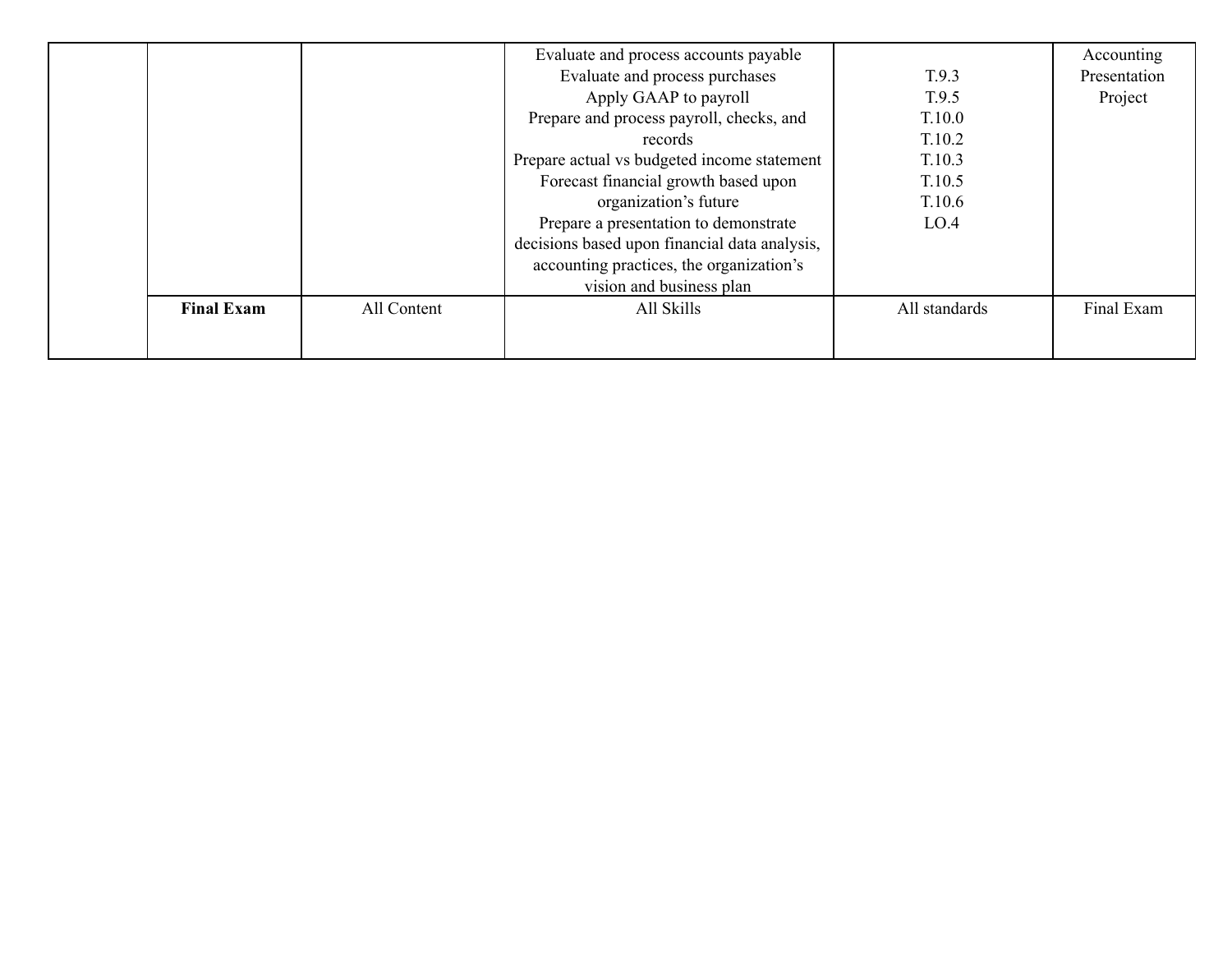| | | | | | |
|---|---|---|---|---|---|
| | | | Evaluate and process accounts payable<br>Evaluate and process purchases<br>Apply GAAP to payroll<br>Prepare and process payroll, checks, and records<br>Prepare actual vs budgeted income statement<br>Forecast financial growth based upon organization's future<br>Prepare a presentation to demonstrate decisions based upon financial data analysis, accounting practices, the organization's vision and business plan | T.9.3<br>T.9.5<br>T.10.0<br>T.10.2<br>T.10.3<br>T.10.5<br>T.10.6<br>LO.4 | Accounting Presentation Project |
| | **Final Exam** | All Content | All Skills | All standards | Final Exam |